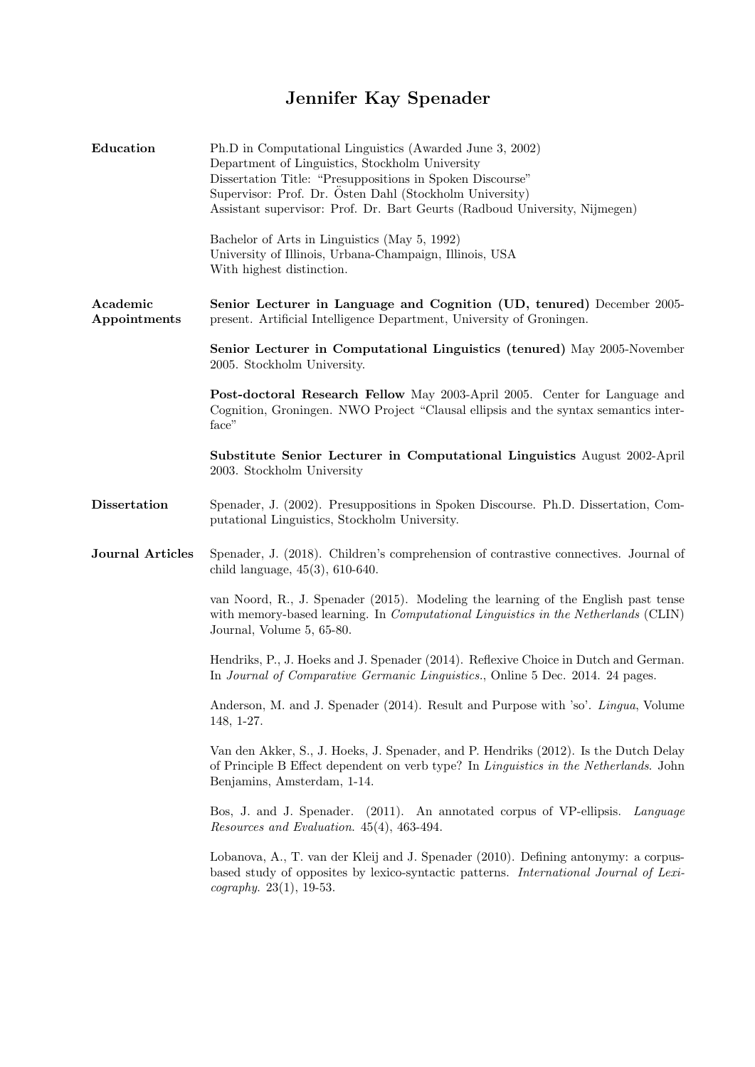# Jennifer Kay Spenader

## Education

Ph.D in Computational Linguistics (Awarded June 3, 2002)
Department of Linguistics, Stockholm University
Dissertation Title: "Presuppositions in Spoken Discourse"
Supervisor: Prof. Dr. Östen Dahl (Stockholm University)
Assistant supervisor: Prof. Dr. Bart Geurts (Radboud University, Nijmegen)

Bachelor of Arts in Linguistics (May 5, 1992)
University of Illinois, Urbana-Champaign, Illinois, USA
With highest distinction.

## Academic Appointments

**Senior Lecturer in Language and Cognition (UD, tenured)** December 2005-present. Artificial Intelligence Department, University of Groningen.

**Senior Lecturer in Computational Linguistics (tenured)** May 2005-November 2005. Stockholm University.

**Post-doctoral Research Fellow** May 2003-April 2005. Center for Language and Cognition, Groningen. NWO Project "Clausal ellipsis and the syntax semantics interface"

**Substitute Senior Lecturer in Computational Linguistics** August 2002-April 2003. Stockholm University

## Dissertation

Spenader, J. (2002). Presuppositions in Spoken Discourse. Ph.D. Dissertation, Computational Linguistics, Stockholm University.

## Journal Articles

Spenader, J. (2018). Children's comprehension of contrastive connectives. Journal of child language, 45(3), 610-640.

van Noord, R., J. Spenader (2015). Modeling the learning of the English past tense with memory-based learning. In *Computational Linguistics in the Netherlands* (CLIN) Journal, Volume 5, 65-80.

Hendriks, P., J. Hoeks and J. Spenader (2014). Reflexive Choice in Dutch and German. In *Journal of Comparative Germanic Linguistics.*, Online 5 Dec. 2014. 24 pages.

Anderson, M. and J. Spenader (2014). Result and Purpose with 'so'. *Lingua*, Volume 148, 1-27.

Van den Akker, S., J. Hoeks, J. Spenader, and P. Hendriks (2012). Is the Dutch Delay of Principle B Effect dependent on verb type? In *Linguistics in the Netherlands*. John Benjamins, Amsterdam, 1-14.

Bos, J. and J. Spenader. (2011). An annotated corpus of VP-ellipsis. *Language Resources and Evaluation*. 45(4), 463-494.

Lobanova, A., T. van der Kleij and J. Spenader (2010). Defining antonymy: a corpus-based study of opposites by lexico-syntactic patterns. *International Journal of Lexicography*. 23(1), 19-53.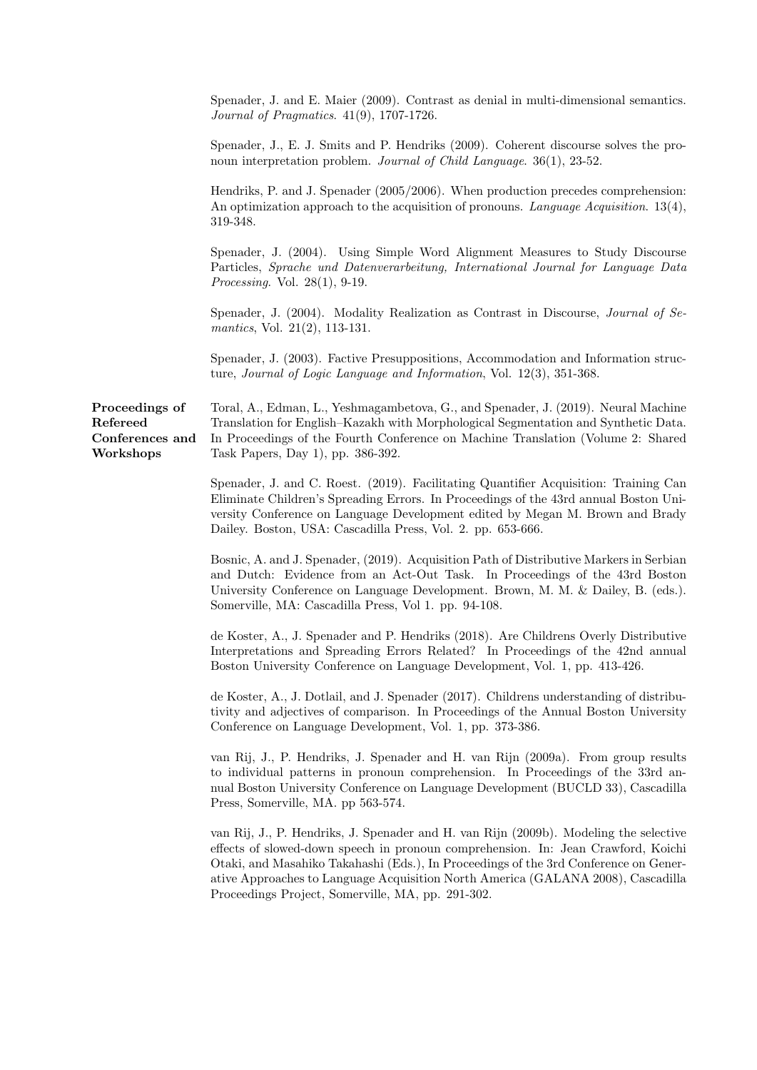Spenader, J. and E. Maier (2009). Contrast as denial in multi-dimensional semantics. *Journal of Pragmatics*. 41(9), 1707-1726.

Spenader, J., E. J. Smits and P. Hendriks (2009). Coherent discourse solves the pronoun interpretation problem. *Journal of Child Language*. 36(1), 23-52.

Hendriks, P. and J. Spenader (2005/2006). When production precedes comprehension: An optimization approach to the acquisition of pronouns. *Language Acquisition*. 13(4), 319-348.

Spenader, J. (2004). Using Simple Word Alignment Measures to Study Discourse Particles, *Sprache und Datenverarbeitung, International Journal for Language Data Processing*. Vol. 28(1), 9-19.

Spenader, J. (2004). Modality Realization as Contrast in Discourse, *Journal of Semantics*, Vol. 21(2), 113-131.

Spenader, J. (2003). Factive Presuppositions, Accommodation and Information structure, *Journal of Logic Language and Information*, Vol. 12(3), 351-368.

**Proceedings of Refereed Conferences and Workshops**

Toral, A., Edman, L., Yeshmagambetova, G., and Spenader, J. (2019). Neural Machine Translation for English–Kazakh with Morphological Segmentation and Synthetic Data. In Proceedings of the Fourth Conference on Machine Translation (Volume 2: Shared Task Papers, Day 1), pp. 386-392.

Spenader, J. and C. Roest. (2019). Facilitating Quantifier Acquisition: Training Can Eliminate Children's Spreading Errors. In Proceedings of the 43rd annual Boston University Conference on Language Development edited by Megan M. Brown and Brady Dailey. Boston, USA: Cascadilla Press, Vol. 2. pp. 653-666.

Bosnic, A. and J. Spenader, (2019). Acquisition Path of Distributive Markers in Serbian and Dutch: Evidence from an Act-Out Task. In Proceedings of the 43rd Boston University Conference on Language Development. Brown, M. M. & Dailey, B. (eds.). Somerville, MA: Cascadilla Press, Vol 1. pp. 94-108.

de Koster, A., J. Spenader and P. Hendriks (2018). Are Childrens Overly Distributive Interpretations and Spreading Errors Related? In Proceedings of the 42nd annual Boston University Conference on Language Development, Vol. 1, pp. 413-426.

de Koster, A., J. Dotlail, and J. Spenader (2017). Childrens understanding of distributivity and adjectives of comparison. In Proceedings of the Annual Boston University Conference on Language Development, Vol. 1, pp. 373-386.

van Rij, J., P. Hendriks, J. Spenader and H. van Rijn (2009a). From group results to individual patterns in pronoun comprehension. In Proceedings of the 33rd annual Boston University Conference on Language Development (BUCLD 33), Cascadilla Press, Somerville, MA. pp 563-574.

van Rij, J., P. Hendriks, J. Spenader and H. van Rijn (2009b). Modeling the selective effects of slowed-down speech in pronoun comprehension. In: Jean Crawford, Koichi Otaki, and Masahiko Takahashi (Eds.), In Proceedings of the 3rd Conference on Generative Approaches to Language Acquisition North America (GALANA 2008), Cascadilla Proceedings Project, Somerville, MA, pp. 291-302.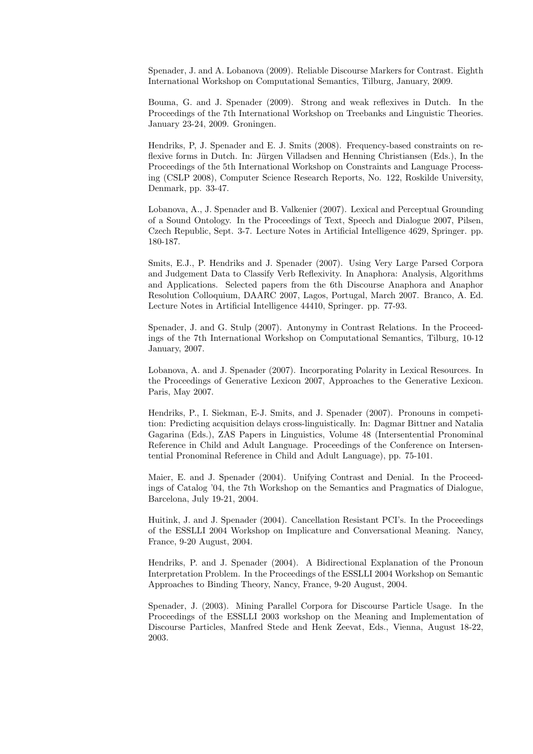Spenader, J. and A. Lobanova (2009). Reliable Discourse Markers for Contrast. Eighth International Workshop on Computational Semantics, Tilburg, January, 2009.

Bouma, G. and J. Spenader (2009). Strong and weak reflexives in Dutch. In the Proceedings of the 7th International Workshop on Treebanks and Linguistic Theories. January 23-24, 2009. Groningen.

Hendriks, P, J. Spenader and E. J. Smits (2008). Frequency-based constraints on reflexive forms in Dutch. In: Jürgen Villadsen and Henning Christiansen (Eds.), In the Proceedings of the 5th International Workshop on Constraints and Language Processing (CSLP 2008), Computer Science Research Reports, No. 122, Roskilde University, Denmark, pp. 33-47.

Lobanova, A., J. Spenader and B. Valkenier (2007). Lexical and Perceptual Grounding of a Sound Ontology. In the Proceedings of Text, Speech and Dialogue 2007, Pilsen, Czech Republic, Sept. 3-7. Lecture Notes in Artificial Intelligence 4629, Springer. pp. 180-187.

Smits, E.J., P. Hendriks and J. Spenader (2007). Using Very Large Parsed Corpora and Judgement Data to Classify Verb Reflexivity. In Anaphora: Analysis, Algorithms and Applications. Selected papers from the 6th Discourse Anaphora and Anaphor Resolution Colloquium, DAARC 2007, Lagos, Portugal, March 2007. Branco, A. Ed. Lecture Notes in Artificial Intelligence 44410, Springer. pp. 77-93.

Spenader, J. and G. Stulp (2007). Antonymy in Contrast Relations. In the Proceedings of the 7th International Workshop on Computational Semantics, Tilburg, 10-12 January, 2007.

Lobanova, A. and J. Spenader (2007). Incorporating Polarity in Lexical Resources. In the Proceedings of Generative Lexicon 2007, Approaches to the Generative Lexicon. Paris, May 2007.

Hendriks, P., I. Siekman, E-J. Smits, and J. Spenader (2007). Pronouns in competition: Predicting acquisition delays cross-linguistically. In: Dagmar Bittner and Natalia Gagarina (Eds.), ZAS Papers in Linguistics, Volume 48 (Intersentential Pronominal Reference in Child and Adult Language. Proceedings of the Conference on Intersentential Pronominal Reference in Child and Adult Language), pp. 75-101.

Maier, E. and J. Spenader (2004). Unifying Contrast and Denial. In the Proceedings of Catalog '04, the 7th Workshop on the Semantics and Pragmatics of Dialogue, Barcelona, July 19-21, 2004.

Huitink, J. and J. Spenader (2004). Cancellation Resistant PCI's. In the Proceedings of the ESSLLI 2004 Workshop on Implicature and Conversational Meaning. Nancy, France, 9-20 August, 2004.

Hendriks, P. and J. Spenader (2004). A Bidirectional Explanation of the Pronoun Interpretation Problem. In the Proceedings of the ESSLLI 2004 Workshop on Semantic Approaches to Binding Theory, Nancy, France, 9-20 August, 2004.

Spenader, J. (2003). Mining Parallel Corpora for Discourse Particle Usage. In the Proceedings of the ESSLLI 2003 workshop on the Meaning and Implementation of Discourse Particles, Manfred Stede and Henk Zeevat, Eds., Vienna, August 18-22, 2003.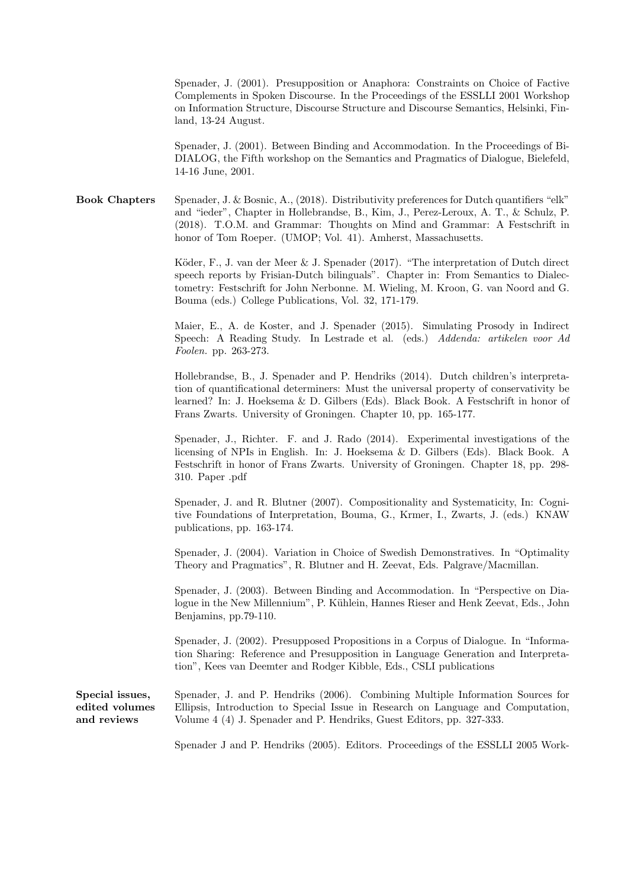Spenader, J. (2001). Presupposition or Anaphora: Constraints on Choice of Factive Complements in Spoken Discourse. In the Proceedings of the ESSLLI 2001 Workshop on Information Structure, Discourse Structure and Discourse Semantics, Helsinki, Finland, 13-24 August.

Spenader, J. (2001). Between Binding and Accommodation. In the Proceedings of Bi-DIALOG, the Fifth workshop on the Semantics and Pragmatics of Dialogue, Bielefeld, 14-16 June, 2001.

**Book Chapters**

Spenader, J. & Bosnic, A., (2018). Distributivity preferences for Dutch quantifiers "elk" and "ieder", Chapter in Hollebrandse, B., Kim, J., Perez-Leroux, A. T., & Schulz, P. (2018). T.O.M. and Grammar: Thoughts on Mind and Grammar: A Festschrift in honor of Tom Roeper. (UMOP; Vol. 41). Amherst, Massachusetts.

Köder, F., J. van der Meer & J. Spenader (2017). "The interpretation of Dutch direct speech reports by Frisian-Dutch bilinguals". Chapter in: From Semantics to Dialectometry: Festschrift for John Nerbonne. M. Wieling, M. Kroon, G. van Noord and G. Bouma (eds.) College Publications, Vol. 32, 171-179.

Maier, E., A. de Koster, and J. Spenader (2015). Simulating Prosody in Indirect Speech: A Reading Study. In Lestrade et al. (eds.) *Addenda: artikelen voor Ad Foolen.* pp. 263-273.

Hollebrandse, B., J. Spenader and P. Hendriks (2014). Dutch children's interpretation of quantificational determiners: Must the universal property of conservativity be learned? In: J. Hoeksema & D. Gilbers (Eds). Black Book. A Festschrift in honor of Frans Zwarts. University of Groningen. Chapter 10, pp. 165-177.

Spenader, J., Richter. F. and J. Rado (2014). Experimental investigations of the licensing of NPIs in English. In: J. Hoeksema & D. Gilbers (Eds). Black Book. A Festschrift in honor of Frans Zwarts. University of Groningen. Chapter 18, pp. 298-310. Paper .pdf

Spenader, J. and R. Blutner (2007). Compositionality and Systematicity, In: Cognitive Foundations of Interpretation, Bouma, G., Krmer, I., Zwarts, J. (eds.) KNAW publications, pp. 163-174.

Spenader, J. (2004). Variation in Choice of Swedish Demonstratives. In "Optimality Theory and Pragmatics", R. Blutner and H. Zeevat, Eds. Palgrave/Macmillan.

Spenader, J. (2003). Between Binding and Accommodation. In "Perspective on Dialogue in the New Millennium", P. Kühlein, Hannes Rieser and Henk Zeevat, Eds., John Benjamins, pp.79-110.

Spenader, J. (2002). Presupposed Propositions in a Corpus of Dialogue. In "Information Sharing: Reference and Presupposition in Language Generation and Interpretation", Kees van Deemter and Rodger Kibble, Eds., CSLI publications

**Special issues, edited volumes and reviews**

Spenader, J. and P. Hendriks (2006). Combining Multiple Information Sources for Ellipsis, Introduction to Special Issue in Research on Language and Computation, Volume 4 (4) J. Spenader and P. Hendriks, Guest Editors, pp. 327-333.

Spenader J and P. Hendriks (2005). Editors. Proceedings of the ESSLLI 2005 Work-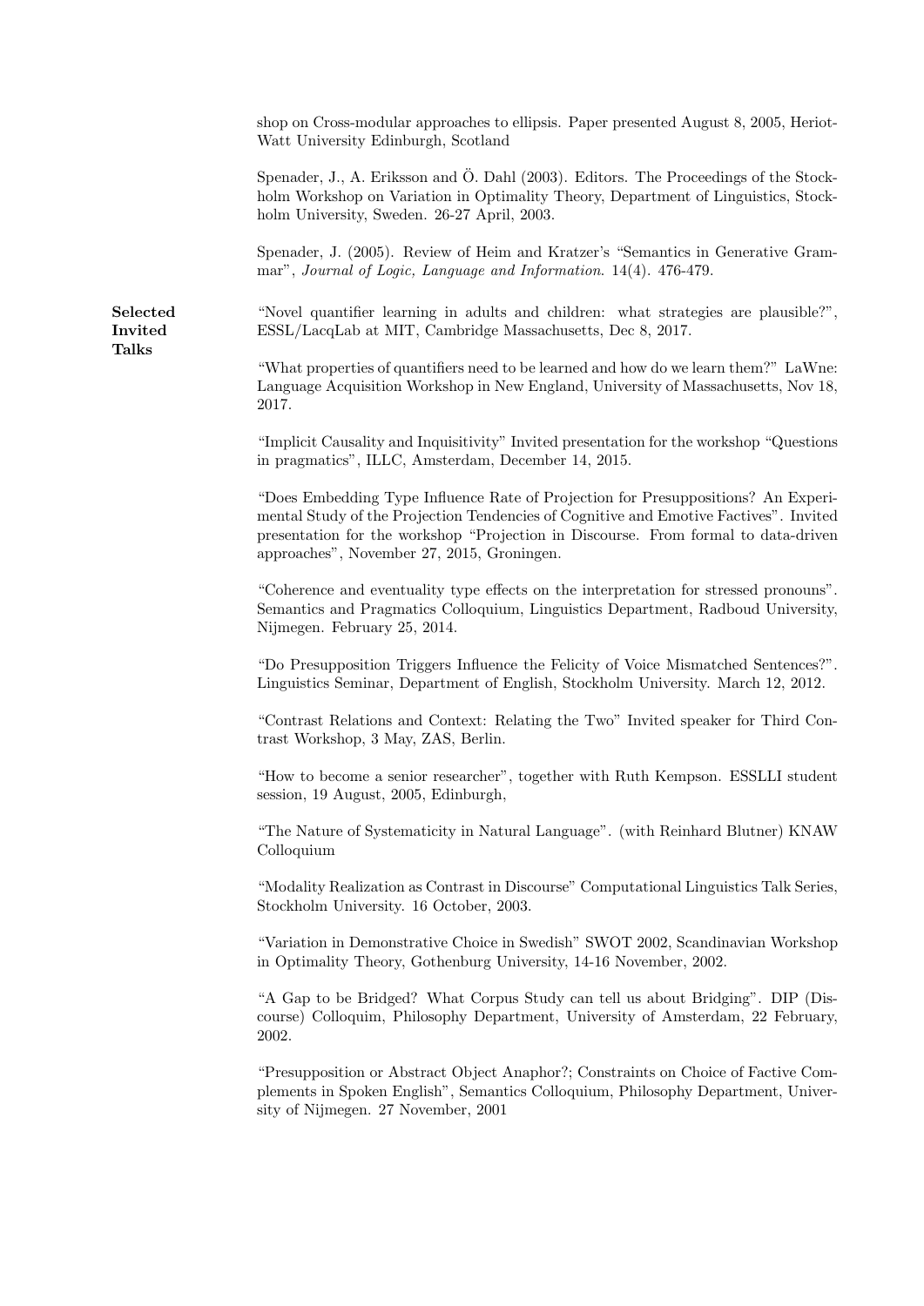shop on Cross-modular approaches to ellipsis. Paper presented August 8, 2005, Heriot-Watt University Edinburgh, Scotland

Spenader, J., A. Eriksson and Ö. Dahl (2003). Editors. The Proceedings of the Stockholm Workshop on Variation in Optimality Theory, Department of Linguistics, Stockholm University, Sweden. 26-27 April, 2003.

Spenader, J. (2005). Review of Heim and Kratzer's "Semantics in Generative Grammar", *Journal of Logic, Language and Information*. 14(4). 476-479.

**Selected Invited Talks**

"Novel quantifier learning in adults and children: what strategies are plausible?", ESSL/LacqLab at MIT, Cambridge Massachusetts, Dec 8, 2017.

"What properties of quantifiers need to be learned and how do we learn them?" LaWne: Language Acquisition Workshop in New England, University of Massachusetts, Nov 18, 2017.

"Implicit Causality and Inquisitivity" Invited presentation for the workshop "Questions in pragmatics", ILLC, Amsterdam, December 14, 2015.

"Does Embedding Type Influence Rate of Projection for Presuppositions? An Experimental Study of the Projection Tendencies of Cognitive and Emotive Factives". Invited presentation for the workshop "Projection in Discourse. From formal to data-driven approaches", November 27, 2015, Groningen.

"Coherence and eventuality type effects on the interpretation for stressed pronouns". Semantics and Pragmatics Colloquium, Linguistics Department, Radboud University, Nijmegen. February 25, 2014.

"Do Presupposition Triggers Influence the Felicity of Voice Mismatched Sentences?". Linguistics Seminar, Department of English, Stockholm University. March 12, 2012.

"Contrast Relations and Context: Relating the Two" Invited speaker for Third Contrast Workshop, 3 May, ZAS, Berlin.

"How to become a senior researcher", together with Ruth Kempson. ESSLLI student session, 19 August, 2005, Edinburgh,

"The Nature of Systematicity in Natural Language". (with Reinhard Blutner) KNAW Colloquium

"Modality Realization as Contrast in Discourse" Computational Linguistics Talk Series, Stockholm University. 16 October, 2003.

"Variation in Demonstrative Choice in Swedish" SWOT 2002, Scandinavian Workshop in Optimality Theory, Gothenburg University, 14-16 November, 2002.

"A Gap to be Bridged? What Corpus Study can tell us about Bridging". DIP (Discourse) Colloqium, Philosophy Department, University of Amsterdam, 22 February, 2002.

"Presupposition or Abstract Object Anaphor?; Constraints on Choice of Factive Complements in Spoken English", Semantics Colloquium, Philosophy Department, University of Nijmegen. 27 November, 2001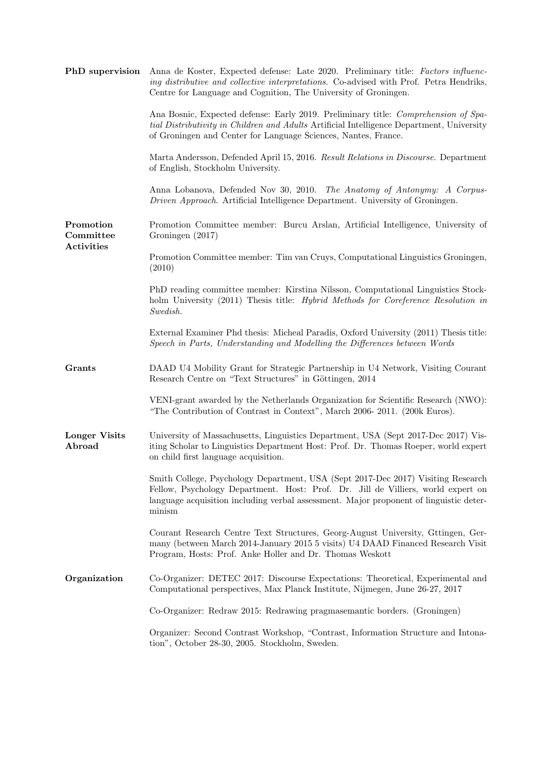**PhD supervision**

Anna de Koster, Expected defense: Late 2020. Preliminary title: *Factors influencing distributive and collective interpretations*. Co-advised with Prof. Petra Hendriks, Centre for Language and Cognition, The University of Groningen.

Ana Bosnic, Expected defense: Early 2019. Preliminary title: *Comprehension of Spatial Distributivity in Children and Adults* Artificial Intelligence Department, University of Groningen and Center for Language Sciences, Nantes, France.

Marta Andersson, Defended April 15, 2016. *Result Relations in Discourse*. Department of English, Stockholm University.

Anna Lobanova, Defended Nov 30, 2010. *The Anatomy of Antonymy: A Corpus-Driven Approach*. Artificial Intelligence Department. University of Groningen.

**Promotion Committee Activities**

Promotion Committee member: Burcu Arslan, Artificial Intelligence, University of Groningen (2017)

Promotion Committee member: Tim van Cruys, Computational Linguistics Groningen, (2010)

PhD reading committee member: Kirstina Nilsson, Computational Linguistics Stockholm University (2011) Thesis title: *Hybrid Methods for Coreference Resolution in Swedish.*

External Examiner Phd thesis: Micheal Paradis, Oxford University (2011) Thesis title: *Speech in Parts, Understanding and Modelling the Differences between Words*

**Grants**

DAAD U4 Mobility Grant for Strategic Partnership in U4 Network, Visiting Courant Research Centre on "Text Structures" in Göttingen, 2014

VENI-grant awarded by the Netherlands Organization for Scientific Research (NWO): "The Contribution of Contrast in Context", March 2006- 2011. (200k Euros).

**Longer Visits Abroad**

University of Massachusetts, Linguistics Department, USA (Sept 2017-Dec 2017) Visiting Scholar to Linguistics Department Host: Prof. Dr. Thomas Roeper, world expert on child first language acquisition.

Smith College, Psychology Department, USA (Sept 2017-Dec 2017) Visiting Research Fellow, Psychology Department. Host: Prof. Dr. Jill de Villiers, world expert on language acquisition including verbal assessment. Major proponent of linguistic determinism

Courant Research Centre Text Structures, Georg-August University, Gttingen, Germany (between March 2014-January 2015 5 visits) U4 DAAD Financed Research Visit Program, Hosts: Prof. Anke Holler and Dr. Thomas Weskott

**Organization**

Co-Organizer: DETEC 2017: Discourse Expectations: Theoretical, Experimental and Computational perspectives, Max Planck Institute, Nijmegen, June 26-27, 2017

Co-Organizer: Redraw 2015: Redrawing pragmasemantic borders. (Groningen)

Organizer: Second Contrast Workshop, "Contrast, Information Structure and Intonation", October 28-30, 2005. Stockholm, Sweden.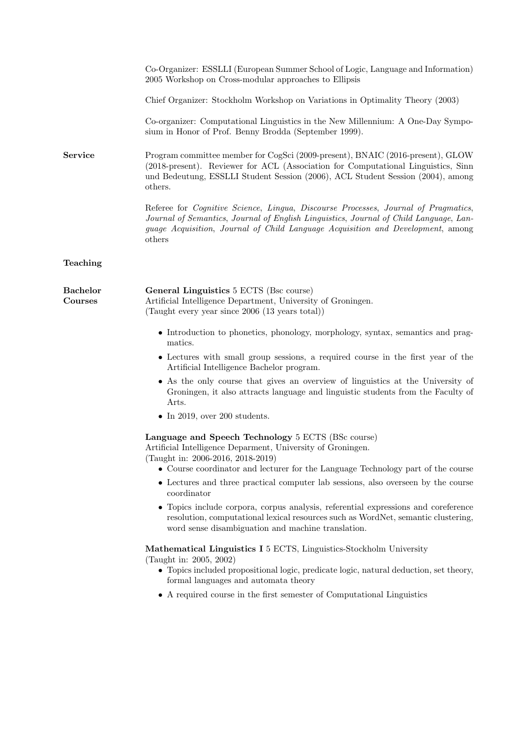Co-Organizer: ESSLLI (European Summer School of Logic, Language and Information) 2005 Workshop on Cross-modular approaches to Ellipsis

Chief Organizer: Stockholm Workshop on Variations in Optimality Theory (2003)

Co-organizer: Computational Linguistics in the New Millennium: A One-Day Symposium in Honor of Prof. Benny Brodda (September 1999).

**Service**

Program committee member for CogSci (2009-present), BNAIC (2016-present), GLOW (2018-present). Reviewer for ACL (Association for Computational Linguistics, Sinn und Bedeutung, ESSLLI Student Session (2006), ACL Student Session (2004), among others.

Referee for *Cognitive Science*, *Lingua*, *Discourse Processes*, *Journal of Pragmatics*, *Journal of Semantics*, *Journal of English Linguistics*, *Journal of Child Language*, *Language Acquisition*, *Journal of Child Language Acquisition and Development*, among others

## Teaching

### Bachelor Courses

**General Linguistics** 5 ECTS (Bsc course)
Artificial Intelligence Department, University of Groningen.
(Taught every year since 2006 (13 years total))

- Introduction to phonetics, phonology, morphology, syntax, semantics and pragmatics.
- Lectures with small group sessions, a required course in the first year of the Artificial Intelligence Bachelor program.
- As the only course that gives an overview of linguistics at the University of Groningen, it also attracts language and linguistic students from the Faculty of Arts.
- In 2019, over 200 students.

**Language and Speech Technology** 5 ECTS (BSc course)
Artificial Intelligence Deparment, University of Groningen.
(Taught in: 2006-2016, 2018-2019)

- Course coordinator and lecturer for the Language Technology part of the course
- Lectures and three practical computer lab sessions, also overseen by the course coordinator
- Topics include corpora, corpus analysis, referential expressions and coreference resolution, computational lexical resources such as WordNet, semantic clustering, word sense disambiguation and machine translation.

**Mathematical Linguistics I** 5 ECTS, Linguistics-Stockholm University
(Taught in: 2005, 2002)

- Topics included propositional logic, predicate logic, natural deduction, set theory, formal languages and automata theory
- A required course in the first semester of Computational Linguistics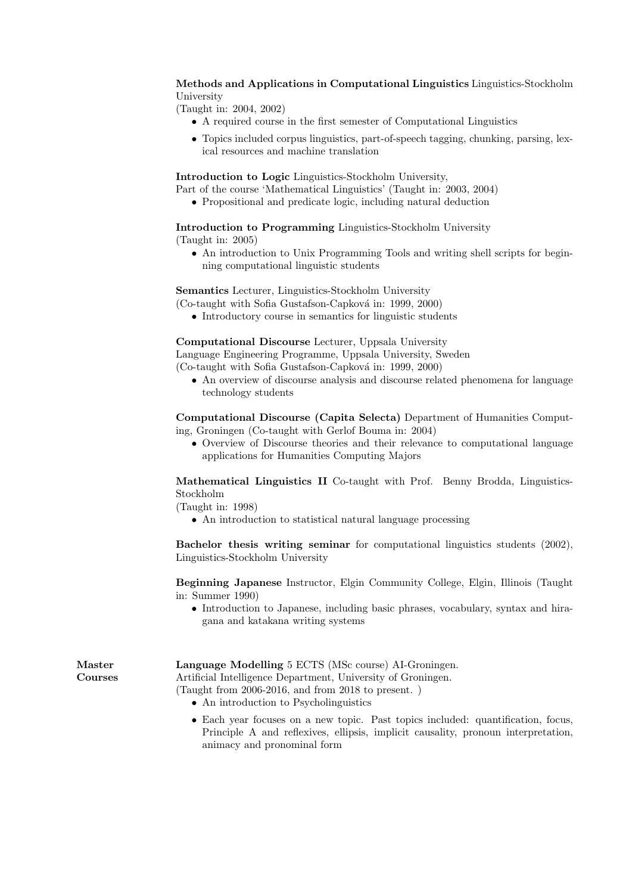**Methods and Applications in Computational Linguistics** Linguistics-Stockholm University
(Taught in: 2004, 2002)

- A required course in the first semester of Computational Linguistics
- Topics included corpus linguistics, part-of-speech tagging, chunking, parsing, lexical resources and machine translation

**Introduction to Logic** Linguistics-Stockholm University,
Part of the course 'Mathematical Linguistics' (Taught in: 2003, 2004)

- Propositional and predicate logic, including natural deduction

**Introduction to Programming** Linguistics-Stockholm University
(Taught in: 2005)

- An introduction to Unix Programming Tools and writing shell scripts for beginning computational linguistic students

**Semantics** Lecturer, Linguistics-Stockholm University
(Co-taught with Sofia Gustafson-Capková in: 1999, 2000)

- Introductory course in semantics for linguistic students

**Computational Discourse** Lecturer, Uppsala University
Language Engineering Programme, Uppsala University, Sweden
(Co-taught with Sofia Gustafson-Capková in: 1999, 2000)

- An overview of discourse analysis and discourse related phenomena for language technology students

**Computational Discourse (Capita Selecta)** Department of Humanities Computing, Groningen (Co-taught with Gerlof Bouma in: 2004)

- Overview of Discourse theories and their relevance to computational language applications for Humanities Computing Majors

**Mathematical Linguistics II** Co-taught with Prof. Benny Brodda, Linguistics-Stockholm
(Taught in: 1998)

- An introduction to statistical natural language processing

**Bachelor thesis writing seminar** for computational linguistics students (2002), Linguistics-Stockholm University

**Beginning Japanese** Instructor, Elgin Community College, Elgin, Illinois (Taught in: Summer 1990)

- Introduction to Japanese, including basic phrases, vocabulary, syntax and hiragana and katakana writing systems

**Master Courses**

**Language Modelling** 5 ECTS (MSc course) AI-Groningen.
Artificial Intelligence Department, University of Groningen.
(Taught from 2006-2016, and from 2018 to present. )

- An introduction to Psycholinguistics
- Each year focuses on a new topic. Past topics included: quantification, focus, Principle A and reflexives, ellipsis, implicit causality, pronoun interpretation, animacy and pronominal form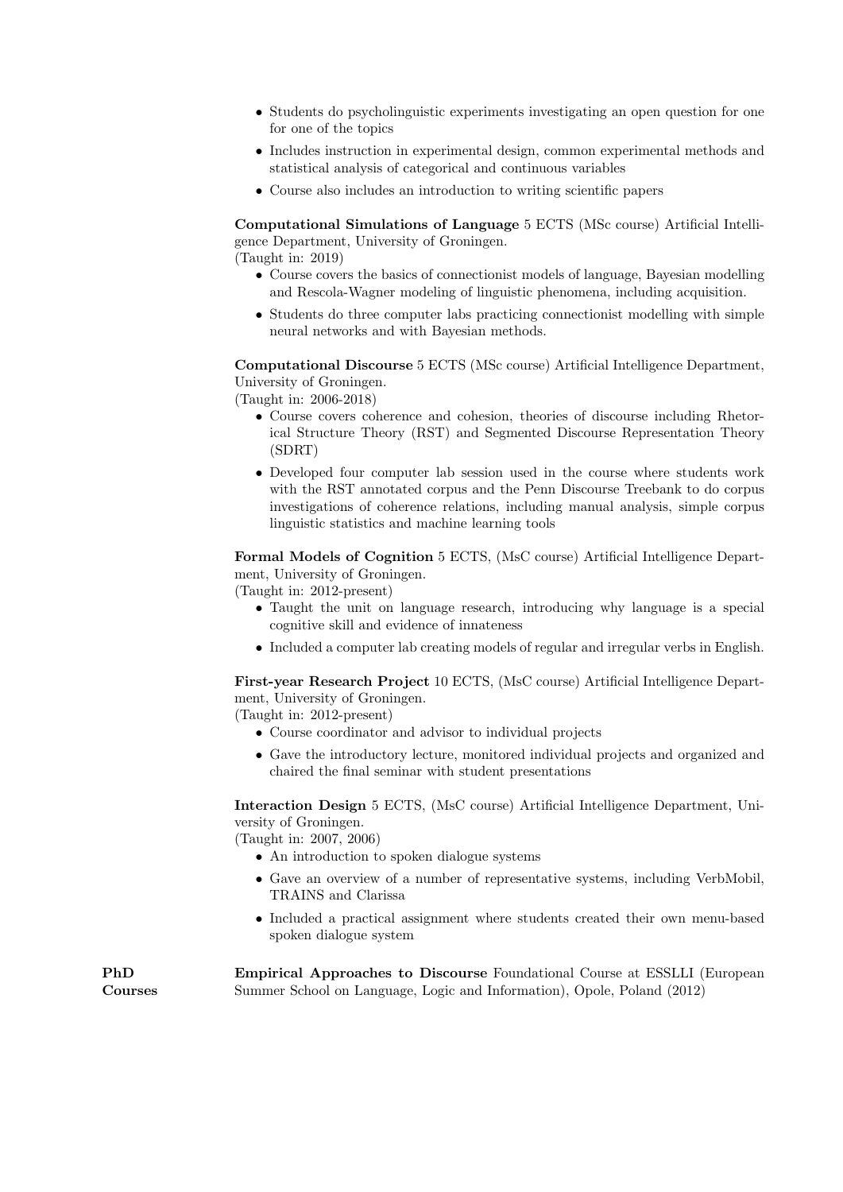- Students do psycholinguistic experiments investigating an open question for one for one of the topics
- Includes instruction in experimental design, common experimental methods and statistical analysis of categorical and continuous variables
- Course also includes an introduction to writing scientific papers

**Computational Simulations of Language** 5 ECTS (MSc course) Artificial Intelligence Department, University of Groningen.
(Taught in: 2019)

- Course covers the basics of connectionist models of language, Bayesian modelling and Rescola-Wagner modeling of linguistic phenomena, including acquisition.
- Students do three computer labs practicing connectionist modelling with simple neural networks and with Bayesian methods.

**Computational Discourse** 5 ECTS (MSc course) Artificial Intelligence Department, University of Groningen.
(Taught in: 2006-2018)

- Course covers coherence and cohesion, theories of discourse including Rhetorical Structure Theory (RST) and Segmented Discourse Representation Theory (SDRT)
- Developed four computer lab session used in the course where students work with the RST annotated corpus and the Penn Discourse Treebank to do corpus investigations of coherence relations, including manual analysis, simple corpus linguistic statistics and machine learning tools

**Formal Models of Cognition** 5 ECTS, (MsC course) Artificial Intelligence Department, University of Groningen.
(Taught in: 2012-present)

- Taught the unit on language research, introducing why language is a special cognitive skill and evidence of innateness
- Included a computer lab creating models of regular and irregular verbs in English.

**First-year Research Project** 10 ECTS, (MsC course) Artificial Intelligence Department, University of Groningen.
(Taught in: 2012-present)

- Course coordinator and advisor to individual projects
- Gave the introductory lecture, monitored individual projects and organized and chaired the final seminar with student presentations

**Interaction Design** 5 ECTS, (MsC course) Artificial Intelligence Department, University of Groningen.
(Taught in: 2007, 2006)

- An introduction to spoken dialogue systems
- Gave an overview of a number of representative systems, including VerbMobil, TRAINS and Clarissa
- Included a practical assignment where students created their own menu-based spoken dialogue system

**PhD Courses**

**Empirical Approaches to Discourse** Foundational Course at ESSLLI (European Summer School on Language, Logic and Information), Opole, Poland (2012)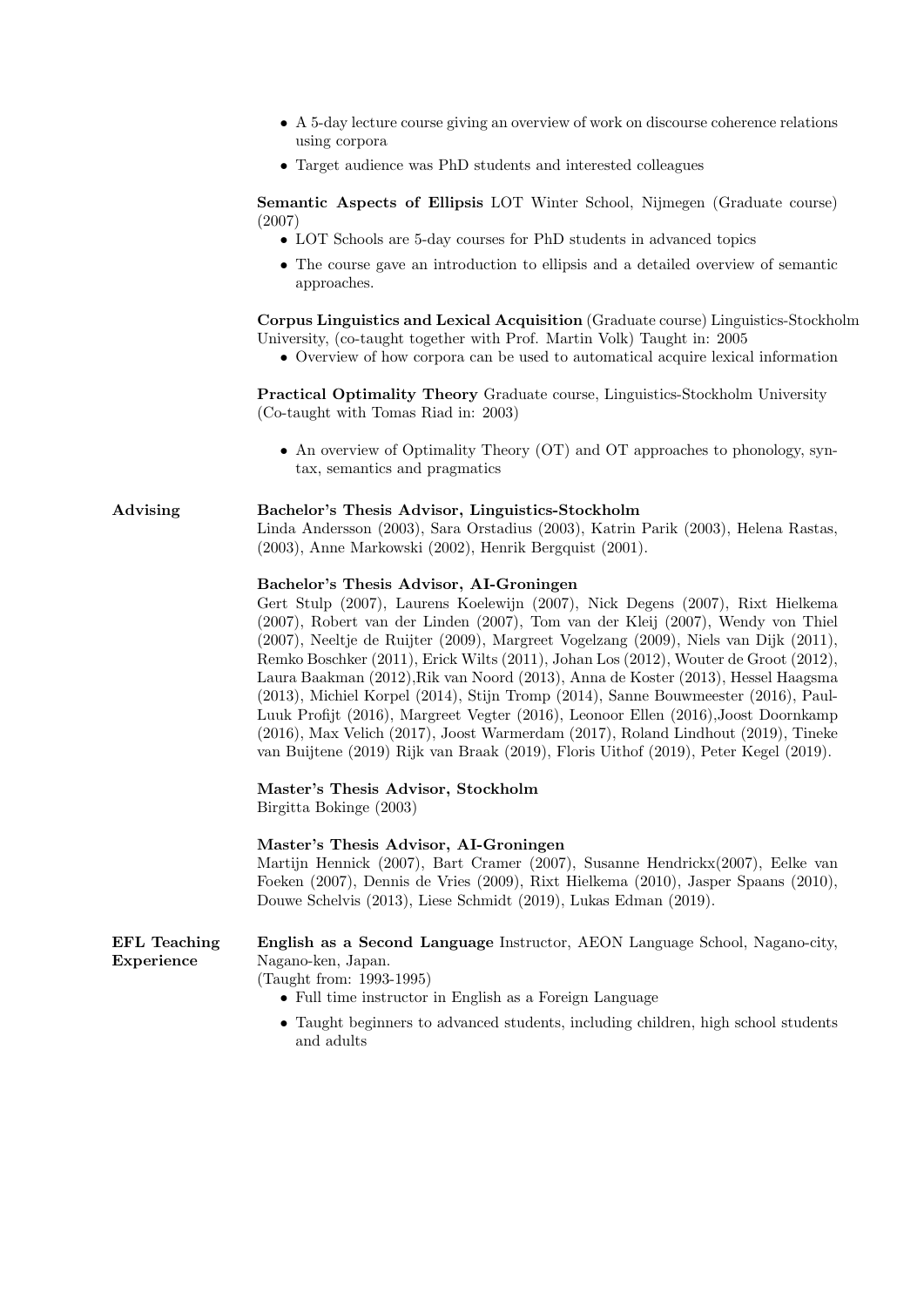- A 5-day lecture course giving an overview of work on discourse coherence relations using corpora
- Target audience was PhD students and interested colleagues

**Semantic Aspects of Ellipsis** LOT Winter School, Nijmegen (Graduate course) (2007)

- LOT Schools are 5-day courses for PhD students in advanced topics
- The course gave an introduction to ellipsis and a detailed overview of semantic approaches.

**Corpus Linguistics and Lexical Acquisition** (Graduate course) Linguistics-Stockholm University, (co-taught together with Prof. Martin Volk) Taught in: 2005

- Overview of how corpora can be used to automatical acquire lexical information

**Practical Optimality Theory** Graduate course, Linguistics-Stockholm University (Co-taught with Tomas Riad in: 2003)

- An overview of Optimality Theory (OT) and OT approaches to phonology, syntax, semantics and pragmatics

## Advising

**Bachelor's Thesis Advisor, Linguistics-Stockholm**
Linda Andersson (2003), Sara Orstadius (2003), Katrin Parik (2003), Helena Rastas, (2003), Anne Markowski (2002), Henrik Bergquist (2001).

**Bachelor's Thesis Advisor, AI-Groningen**
Gert Stulp (2007), Laurens Koelewijn (2007), Nick Degens (2007), Rixt Hielkema (2007), Robert van der Linden (2007), Tom van der Kleij (2007), Wendy von Thiel (2007), Neeltje de Ruijter (2009), Margreet Vogelzang (2009), Niels van Dijk (2011), Remko Boschker (2011), Erick Wilts (2011), Johan Los (2012), Wouter de Groot (2012), Laura Baakman (2012),Rik van Noord (2013), Anna de Koster (2013), Hessel Haagsma (2013), Michiel Korpel (2014), Stijn Tromp (2014), Sanne Bouwmeester (2016), Paul-Luuk Profijt (2016), Margreet Vegter (2016), Leonoor Ellen (2016),Joost Doornkamp (2016), Max Velich (2017), Joost Warmerdam (2017), Roland Lindhout (2019), Tineke van Buijtene (2019) Rijk van Braak (2019), Floris Uithof (2019), Peter Kegel (2019).

**Master's Thesis Advisor, Stockholm**
Birgitta Bokinge (2003)

**Master's Thesis Advisor, AI-Groningen**
Martijn Hennick (2007), Bart Cramer (2007), Susanne Hendrickx(2007), Eelke van Foeken (2007), Dennis de Vries (2009), Rixt Hielkema (2010), Jasper Spaans (2010), Douwe Schelvis (2013), Liese Schmidt (2019), Lukas Edman (2019).

## EFL Teaching Experience

**English as a Second Language** Instructor, AEON Language School, Nagano-city, Nagano-ken, Japan.
(Taught from: 1993-1995)

- Full time instructor in English as a Foreign Language
- Taught beginners to advanced students, including children, high school students and adults